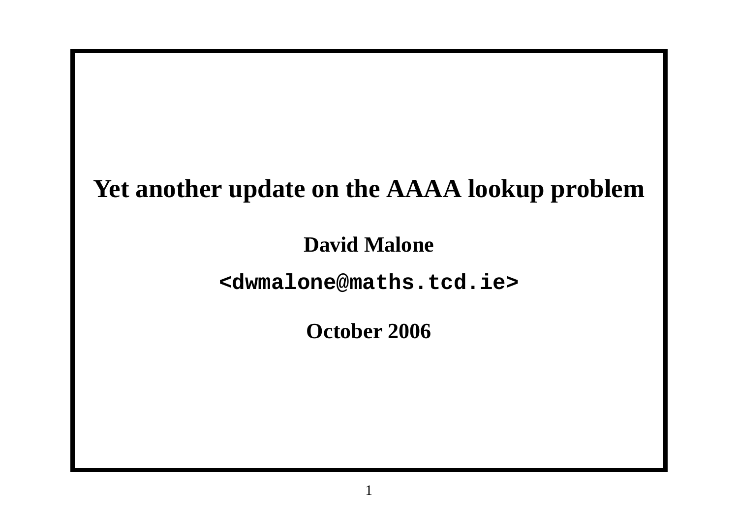# Yet another update on the AAAA lookup problem

**David Malone**

**`<dwmalone@maths.tcd.ie>`**

**October 2006**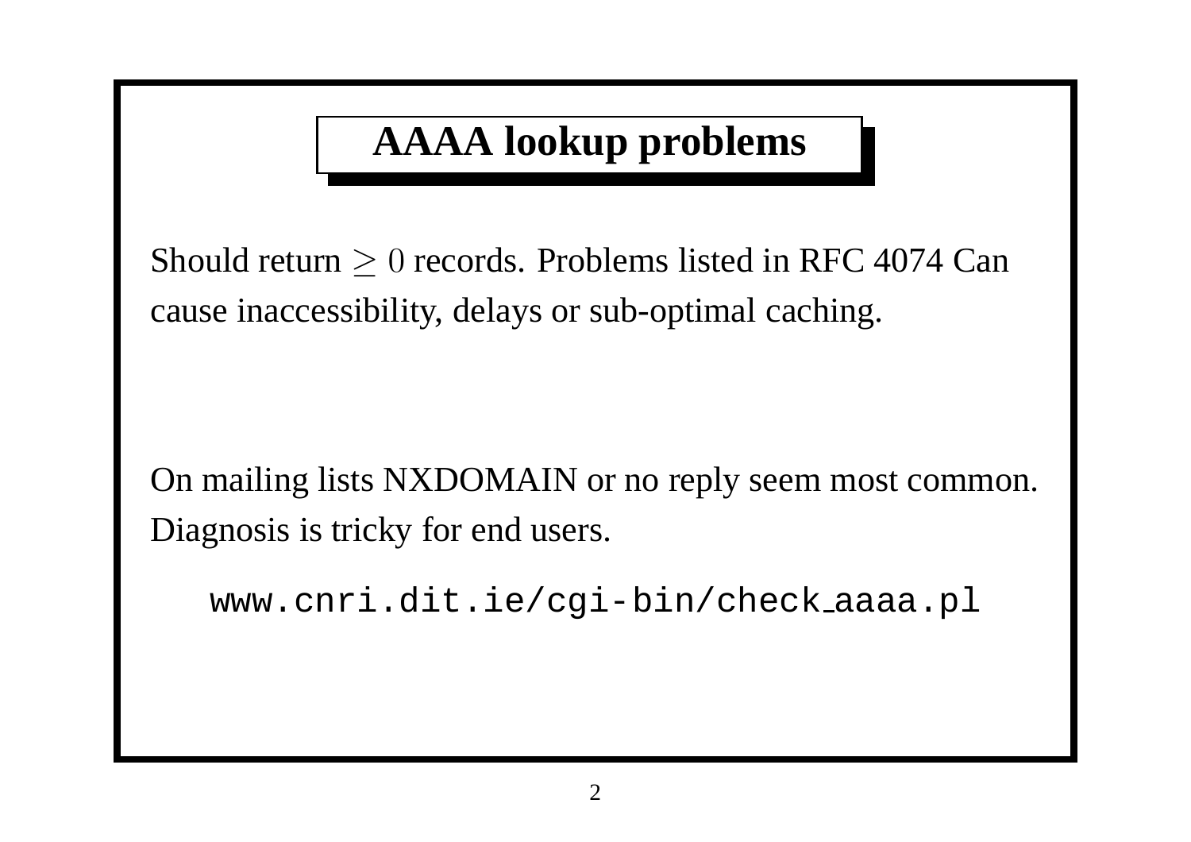# AAAA lookup problems

Should return $\geq 0$ records. Problems listed in RFC 4074 Can cause inaccessibility, delays or sub-optimal caching.

On mailing lists NXDOMAIN or no reply seem most common. Diagnosis is tricky for end users.

`www.cnri.dit.ie/cgi-bin/check_aaaa.pl`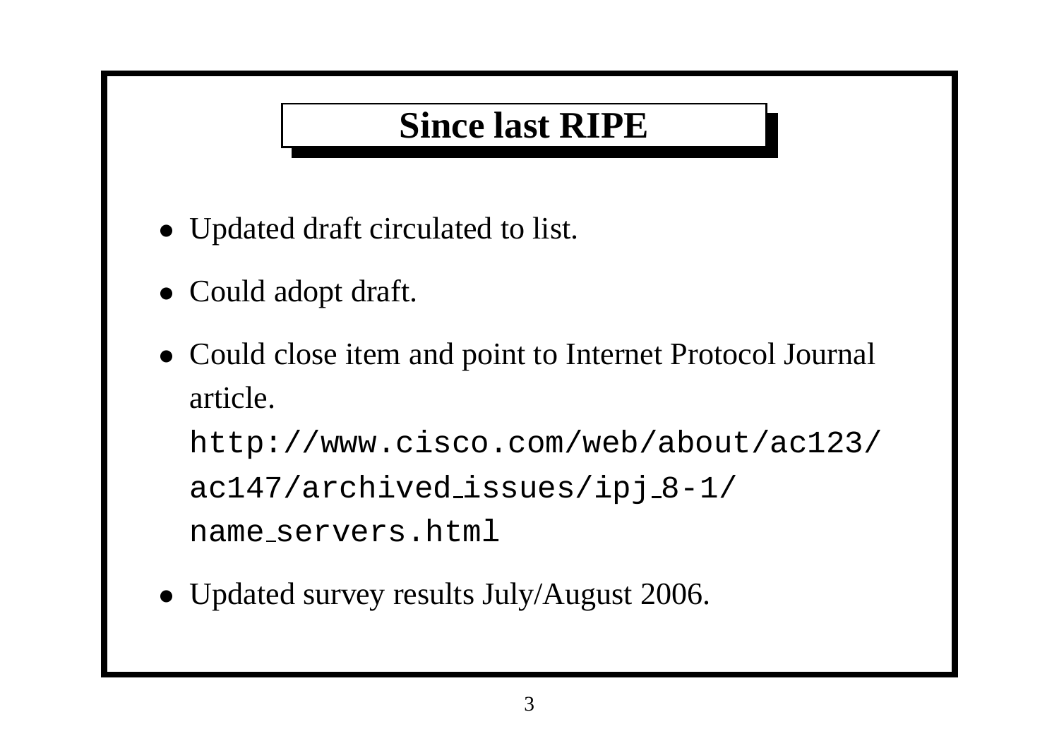# Since last RIPE

- Updated draft circulated to list.
- Could adopt draft.
- Could close item and point to Internet Protocol Journal article.
  `http://www.cisco.com/web/about/ac123/ac147/archived_issues/ipj_8-1/name_servers.html`
- Updated survey results July/August 2006.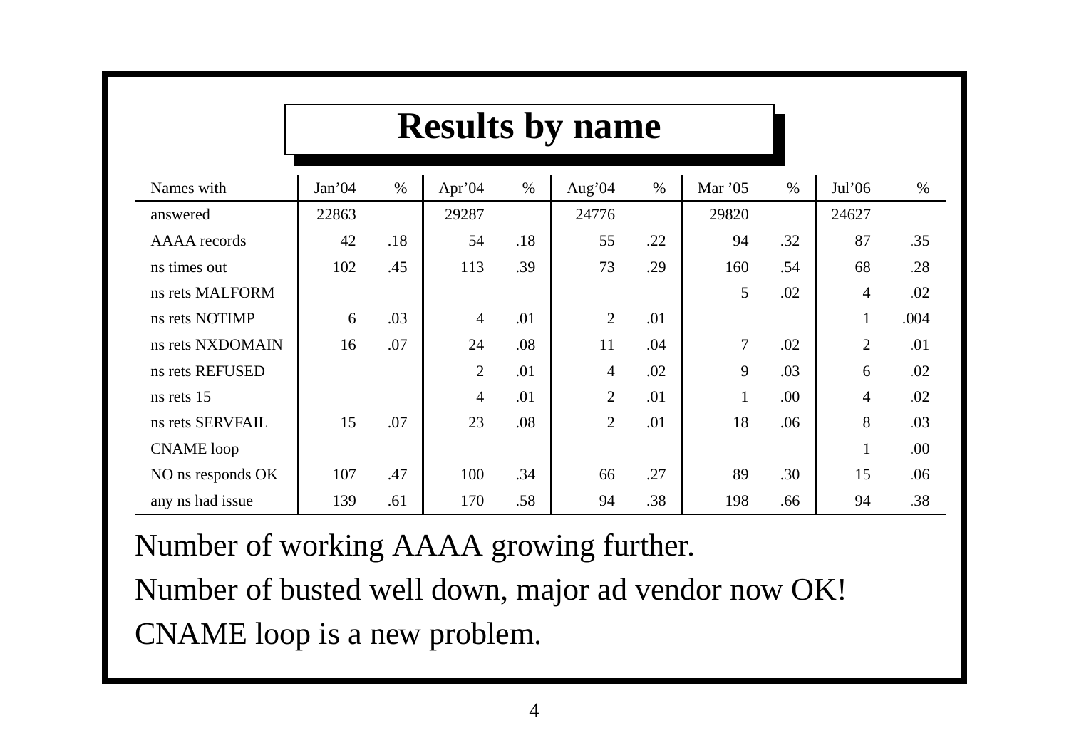# Results by name

| Names with | Jan'04 | % | Apr'04 | % | Aug'04 | % | Mar '05 | % | Jul'06 | % |
|---|---|---|---|---|---|---|---|---|---|---|
| answered | 22863 | | 29287 | | 24776 | | 29820 | | 24627 | |
| AAAA records | 42 | .18 | 54 | .18 | 55 | .22 | 94 | .32 | 87 | .35 |
| ns times out | 102 | .45 | 113 | .39 | 73 | .29 | 160 | .54 | 68 | .28 |
| ns rets MALFORM | | | | | | | 5 | .02 | 4 | .02 |
| ns rets NOTIMP | 6 | .03 | 4 | .01 | 2 | .01 | | | 1 | .004 |
| ns rets NXDOMAIN | 16 | .07 | 24 | .08 | 11 | .04 | 7 | .02 | 2 | .01 |
| ns rets REFUSED | | | 2 | .01 | 4 | .02 | 9 | .03 | 6 | .02 |
| ns rets 15 | | | 4 | .01 | 2 | .01 | 1 | .00 | 4 | .02 |
| ns rets SERVFAIL | 15 | .07 | 23 | .08 | 2 | .01 | 18 | .06 | 8 | .03 |
| CNAME loop | | | | | | | | | 1 | .00 |
| NO ns responds OK | 107 | .47 | 100 | .34 | 66 | .27 | 89 | .30 | 15 | .06 |
| any ns had issue | 139 | .61 | 170 | .58 | 94 | .38 | 198 | .66 | 94 | .38 |

Number of working AAAA growing further.

Number of busted well down, major ad vendor now OK!

CNAME loop is a new problem.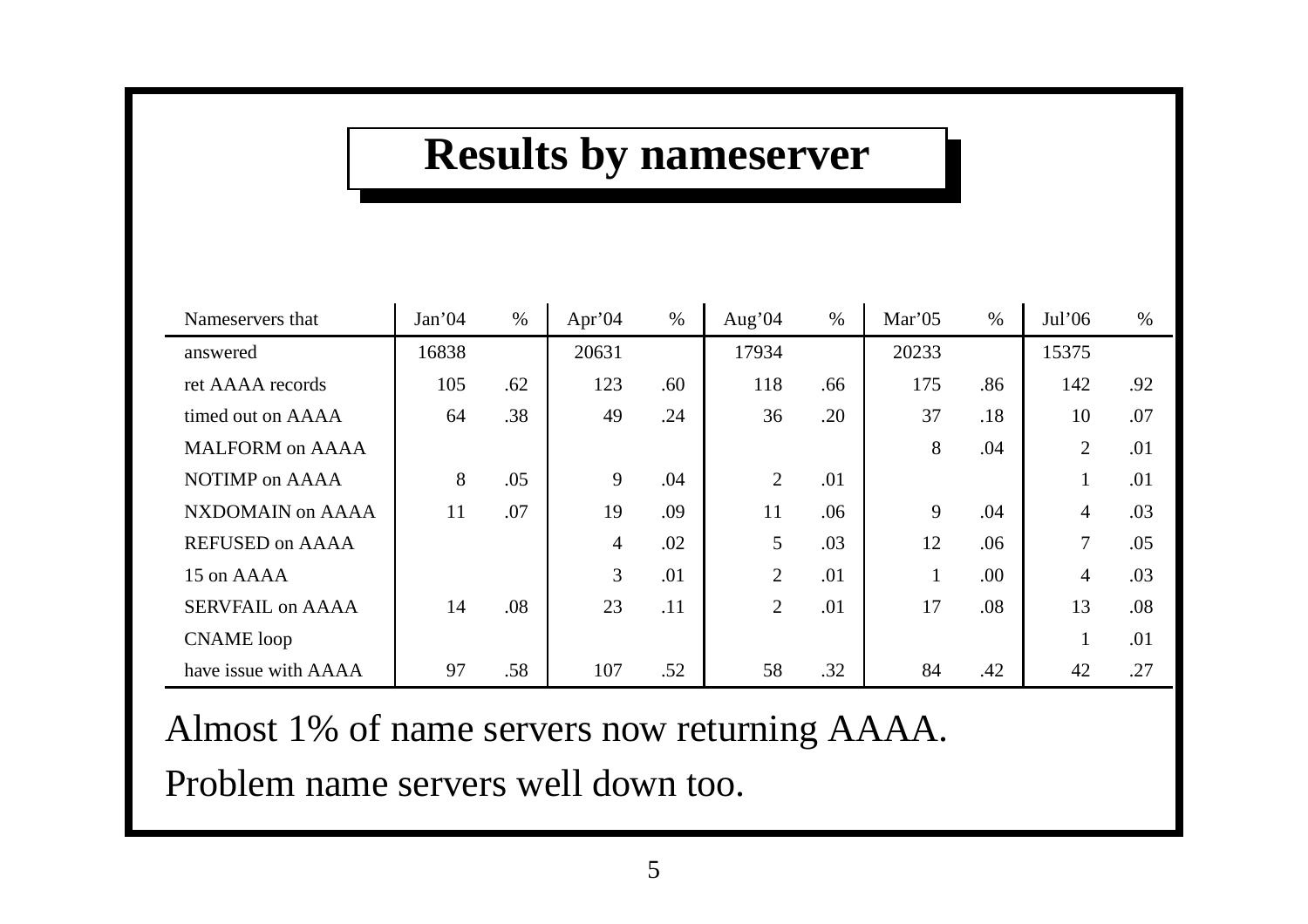# Results by nameserver

| Nameservers that | Jan'04 | % | Apr'04 | % | Aug'04 | % | Mar'05 | % | Jul'06 | % |
|---|---|---|---|---|---|---|---|---|---|---|
| answered | 16838 | | 20631 | | 17934 | | 20233 | | 15375 | |
| ret AAAA records | 105 | .62 | 123 | .60 | 118 | .66 | 175 | .86 | 142 | .92 |
| timed out on AAAA | 64 | .38 | 49 | .24 | 36 | .20 | 37 | .18 | 10 | .07 |
| MALFORM on AAAA | | | | | | | 8 | .04 | 2 | .01 |
| NOTIMP on AAAA | 8 | .05 | 9 | .04 | 2 | .01 | | | 1 | .01 |
| NXDOMAIN on AAAA | 11 | .07 | 19 | .09 | 11 | .06 | 9 | .04 | 4 | .03 |
| REFUSED on AAAA | | | 4 | .02 | 5 | .03 | 12 | .06 | 7 | .05 |
| 15 on AAAA | | | 3 | .01 | 2 | .01 | 1 | .00 | 4 | .03 |
| SERVFAIL on AAAA | 14 | .08 | 23 | .11 | 2 | .01 | 17 | .08 | 13 | .08 |
| CNAME loop | | | | | | | | | 1 | .01 |
| have issue with AAAA | 97 | .58 | 107 | .52 | 58 | .32 | 84 | .42 | 42 | .27 |

Almost 1% of name servers now returning AAAA.

Problem name servers well down too.